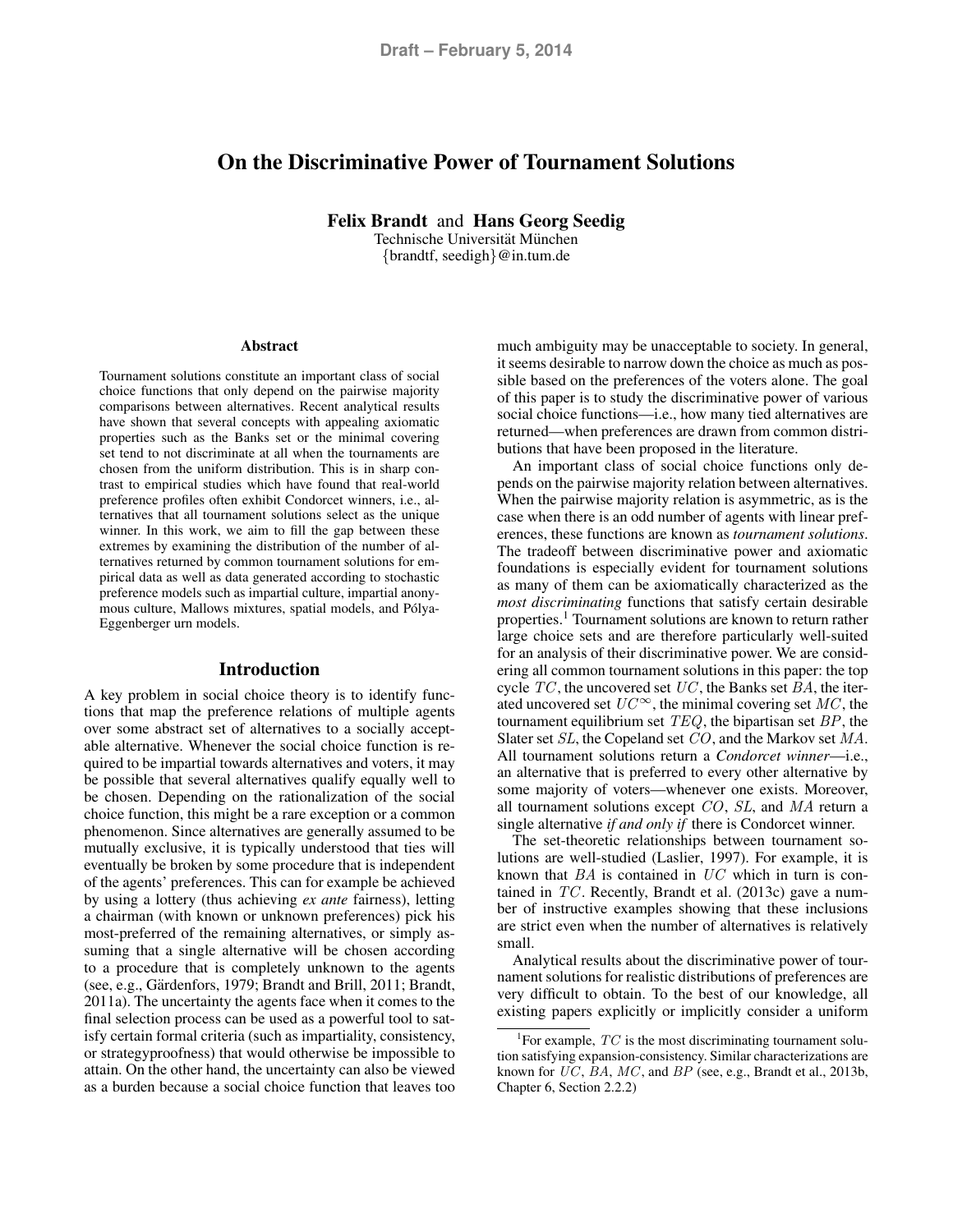# On the Discriminative Power of Tournament Solutions

**Felix Brandt** and **Hans Georg Seedig**
Technische Universität München
{brandtf, seedigh}@in.tum.de

## Abstract

Tournament solutions constitute an important class of social choice functions that only depend on the pairwise majority comparisons between alternatives. Recent analytical results have shown that several concepts with appealing axiomatic properties such as the Banks set or the minimal covering set tend to not discriminate at all when the tournaments are chosen from the uniform distribution. This is in sharp contrast to empirical studies which have found that real-world preference profiles often exhibit Condorcet winners, i.e., alternatives that all tournament solutions select as the unique winner. In this work, we aim to fill the gap between these extremes by examining the distribution of the number of alternatives returned by common tournament solutions for empirical data as well as data generated according to stochastic preference models such as impartial culture, impartial anonymous culture, Mallows mixtures, spatial models, and Pólya-Eggenberger urn models.

## Introduction

A key problem in social choice theory is to identify functions that map the preference relations of multiple agents over some abstract set of alternatives to a socially acceptable alternative. Whenever the social choice function is required to be impartial towards alternatives and voters, it may be possible that several alternatives qualify equally well to be chosen. Depending on the rationalization of the social choice function, this might be a rare exception or a common phenomenon. Since alternatives are generally assumed to be mutually exclusive, it is typically understood that ties will eventually be broken by some procedure that is independent of the agents' preferences. This can for example be achieved by using a lottery (thus achieving *ex ante* fairness), letting a chairman (with known or unknown preferences) pick his most-preferred of the remaining alternatives, or simply assuming that a single alternative will be chosen according to a procedure that is completely unknown to the agents (see, e.g., Gärdenfors, 1979; Brandt and Brill, 2011; Brandt, 2011a). The uncertainty the agents face when it comes to the final selection process can be used as a powerful tool to satisfy certain formal criteria (such as impartiality, consistency, or strategyproofness) that would otherwise be impossible to attain. On the other hand, the uncertainty can also be viewed as a burden because a social choice function that leaves too much ambiguity may be unacceptable to society. In general, it seems desirable to narrow down the choice as much as possible based on the preferences of the voters alone. The goal of this paper is to study the discriminative power of various social choice functions—i.e., how many tied alternatives are returned—when preferences are drawn from common distributions that have been proposed in the literature.

An important class of social choice functions only depends on the pairwise majority relation between alternatives. When the pairwise majority relation is asymmetric, as is the case when there is an odd number of agents with linear preferences, these functions are known as *tournament solutions*. The tradeoff between discriminative power and axiomatic foundations is especially evident for tournament solutions as many of them can be axiomatically characterized as the *most discriminating* functions that satisfy certain desirable properties.[1] Tournament solutions are known to return rather large choice sets and are therefore particularly well-suited for an analysis of their discriminative power. We are considering all common tournament solutions in this paper: the top cycle $TC$, the uncovered set $UC$, the Banks set $BA$, the iterated uncovered set $UC^\infty$, the minimal covering set $MC$, the tournament equilibrium set $TEQ$, the bipartisan set $BP$, the Slater set $SL$, the Copeland set $CO$, and the Markov set $MA$. All tournament solutions return a *Condorcet winner*—i.e., an alternative that is preferred to every other alternative by some majority of voters—whenever one exists. Moreover, all tournament solutions except $CO$, $SL$, and $MA$ return a single alternative *if and only if* there is Condorcet winner.

The set-theoretic relationships between tournament solutions are well-studied (Laslier, 1997). For example, it is known that $BA$ is contained in $UC$ which in turn is contained in $TC$. Recently, Brandt et al. (2013c) gave a number of instructive examples showing that these inclusions are strict even when the number of alternatives is relatively small.

Analytical results about the discriminative power of tournament solutions for realistic distributions of preferences are very difficult to obtain. To the best of our knowledge, all existing papers explicitly or implicitly consider a uniform

[1] For example, $TC$ is the most discriminating tournament solution satisfying expansion-consistency. Similar characterizations are known for $UC$, $BA$, $MC$, and $BP$ (see, e.g., Brandt et al., 2013b, Chapter 6, Section 2.2.2)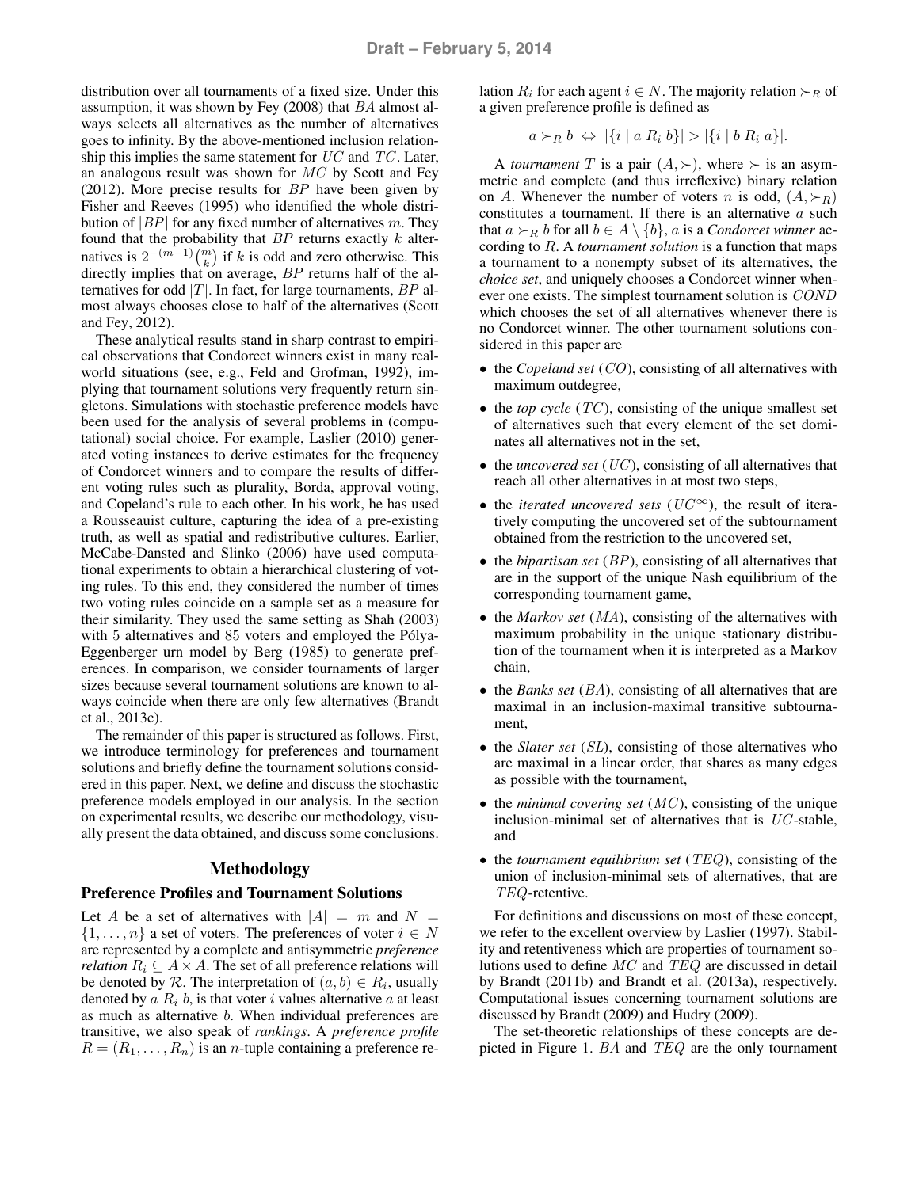distribution over all tournaments of a fixed size. Under this assumption, it was shown by Fey (2008) that $BA$ almost always selects all alternatives as the number of alternatives goes to infinity. By the above-mentioned inclusion relationship this implies the same statement for $UC$ and $TC$. Later, an analogous result was shown for $MC$ by Scott and Fey (2012). More precise results for $BP$ have been given by Fisher and Reeves (1995) who identified the whole distribution of $|BP|$ for any fixed number of alternatives $m$. They found that the probability that $BP$ returns exactly $k$ alternatives is $2^{-(m-1)}\binom{m}{k}$ if $k$ is odd and zero otherwise. This directly implies that on average, $BP$ returns half of the alternatives for odd $|T|$. In fact, for large tournaments, $BP$ almost always chooses close to half of the alternatives (Scott and Fey, 2012).

These analytical results stand in sharp contrast to empirical observations that Condorcet winners exist in many real-world situations (see, e.g., Feld and Grofman, 1992), implying that tournament solutions very frequently return singletons. Simulations with stochastic preference models have been used for the analysis of several problems in (computational) social choice. For example, Laslier (2010) generated voting instances to derive estimates for the frequency of Condorcet winners and to compare the results of different voting rules such as plurality, Borda, approval voting, and Copeland's rule to each other. In his work, he has used a Rousseauist culture, capturing the idea of a pre-existing truth, as well as spatial and redistributive cultures. Earlier, McCabe-Dansted and Slinko (2006) have used computational experiments to obtain a hierarchical clustering of voting rules. To this end, they considered the number of times two voting rules coincide on a sample set as a measure for their similarity. They used the same setting as Shah (2003) with 5 alternatives and 85 voters and employed the Pólya-Eggenberger urn model by Berg (1985) to generate preferences. In comparison, we consider tournaments of larger sizes because several tournament solutions are known to always coincide when there are only few alternatives (Brandt et al., 2013c).

The remainder of this paper is structured as follows. First, we introduce terminology for preferences and tournament solutions and briefly define the tournament solutions considered in this paper. Next, we define and discuss the stochastic preference models employed in our analysis. In the section on experimental results, we describe our methodology, visually present the data obtained, and discuss some conclusions.

## Methodology

### Preference Profiles and Tournament Solutions

Let $A$ be a set of alternatives with $|A| = m$ and $N = \{1, \dots, n\}$ a set of voters. The preferences of voter $i \in N$ are represented by a complete and antisymmetric *preference relation* $R_i \subseteq A \times A$. The set of all preference relations will be denoted by $\mathcal{R}$. The interpretation of $(a, b) \in R_i$, usually denoted by $a \; R_i \; b$, is that voter $i$ values alternative $a$ at least as much as alternative $b$. When individual preferences are transitive, we also speak of *rankings*. A *preference profile* $R = (R_1, \dots, R_n)$ is an $n$-tuple containing a preference relation $R_i$ for each agent $i \in N$. The majority relation $\succ_R$ of a given preference profile is defined as

$$a \succ_R b \iff |\{i \mid a \; R_i \; b\}| > |\{i \mid b \; R_i \; a\}|.$$

A *tournament* $T$ is a pair $(A, \succ)$, where $\succ$ is an asymmetric and complete (and thus irreflexive) binary relation on $A$. Whenever the number of voters $n$ is odd, $(A, \succ_R)$ constitutes a tournament. If there is an alternative $a$ such that $a \succ_R b$ for all $b \in A \setminus \{b\}$, $a$ is a *Condorcet winner* according to $R$. A *tournament solution* is a function that maps a tournament to a nonempty subset of its alternatives, the *choice set*, and uniquely chooses a Condorcet winner whenever one exists. The simplest tournament solution is $COND$ which chooses the set of all alternatives whenever there is no Condorcet winner. The other tournament solutions considered in this paper are

- the *Copeland set* ($CO$), consisting of all alternatives with maximum outdegree,
- the *top cycle* ($TC$), consisting of the unique smallest set of alternatives such that every element of the set dominates all alternatives not in the set,
- the *uncovered set* ($UC$), consisting of all alternatives that reach all other alternatives in at most two steps,
- the *iterated uncovered sets* ($UC^\infty$), the result of iteratively computing the uncovered set of the subtournament obtained from the restriction to the uncovered set,
- the *bipartisan set* ($BP$), consisting of all alternatives that are in the support of the unique Nash equilibrium of the corresponding tournament game,
- the *Markov set* ($MA$), consisting of the alternatives with maximum probability in the unique stationary distribution of the tournament when it is interpreted as a Markov chain,
- the *Banks set* ($BA$), consisting of all alternatives that are maximal in an inclusion-maximal transitive subtournament,
- the *Slater set* ($SL$), consisting of those alternatives who are maximal in a linear order, that shares as many edges as possible with the tournament,
- the *minimal covering set* ($MC$), consisting of the unique inclusion-minimal set of alternatives that is $UC$-stable, and
- the *tournament equilibrium set* ($TEQ$), consisting of the union of inclusion-minimal sets of alternatives, that are $TEQ$-retentive.

For definitions and discussions on most of these concept, we refer to the excellent overview by Laslier (1997). Stability and retentiveness which are properties of tournament solutions used to define $MC$ and $TEQ$ are discussed in detail by Brandt (2011b) and Brandt et al. (2013a), respectively. Computational issues concerning tournament solutions are discussed by Brandt (2009) and Hudry (2009).

The set-theoretic relationships of these concepts are depicted in Figure 1. $BA$ and $TEQ$ are the only tournament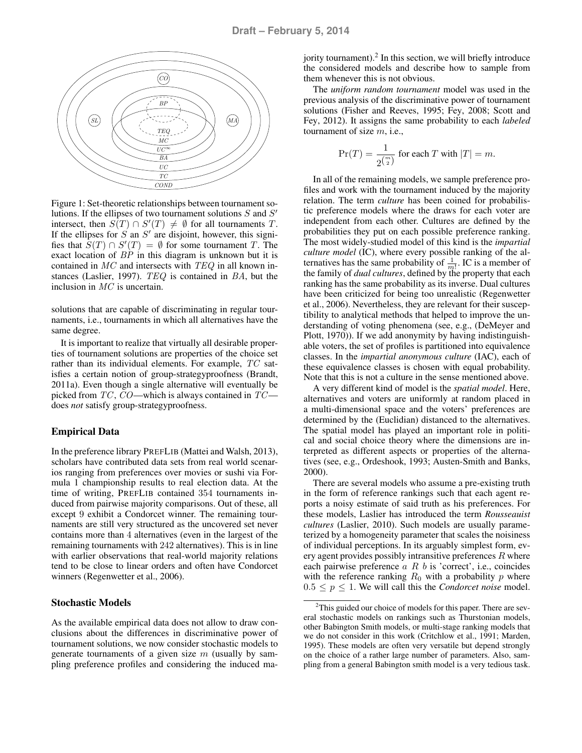Figure 1: Set-theoretic relationships between tournament solutions. If the ellipses of two tournament solutions $S$ and $S'$ intersect, then $S(T) \cap S'(T) \neq \emptyset$ for all tournaments $T$. If the ellipses for $S$ an $S'$ are disjoint, however, this signifies that $S(T) \cap S'(T) = \emptyset$ for some tournament $T$. The exact location of $BP$ in this diagram is unknown but it is contained in $MC$ and intersects with $TEQ$ in all known instances (Laslier, 1997). $TEQ$ is contained in $BA$, but the inclusion in $MC$ is uncertain.

solutions that are capable of discriminating in regular tournaments, i.e., tournaments in which all alternatives have the same degree.

It is important to realize that virtually all desirable properties of tournament solutions are properties of the choice set rather than its individual elements. For example, $TC$ satisfies a certain notion of group-strategyproofness (Brandt, 2011a). Even though a single alternative will eventually be picked from $TC$, $CO$—which is always contained in $TC$—does *not* satisfy group-strategyproofness.

## Empirical Data

In the preference library PrefLib (Mattei and Walsh, 2013), scholars have contributed data sets from real world scenarios ranging from preferences over movies or sushi via Formula 1 championship results to real election data. At the time of writing, PrefLib contained 354 tournaments induced from pairwise majority comparisons. Out of these, all except 9 exhibit a Condorcet winner. The remaining tournaments are still very structured as the uncovered set never contains more than 4 alternatives (even in the largest of the remaining tournaments with 242 alternatives). This is in line with earlier observations that real-world majority relations tend to be close to linear orders and often have Condorcet winners (Regenwetter et al., 2006).

## Stochastic Models

As the available empirical data does not allow to draw conclusions about the differences in discriminative power of tournament solutions, we now consider stochastic models to generate tournaments of a given size $m$ (usually by sampling preference profiles and considering the induced majority tournament).[2] In this section, we will briefly introduce the considered models and describe how to sample from them whenever this is not obvious.

The *uniform random tournament* model was used in the previous analysis of the discriminative power of tournament solutions (Fisher and Reeves, 1995; Fey, 2008; Scott and Fey, 2012). It assigns the same probability to each *labeled* tournament of size $m$, i.e.,

$$\Pr(T) = \frac{1}{2^{\binom{m}{2}}} \text{ for each } T \text{ with } |T| = m.$$

In all of the remaining models, we sample preference profiles and work with the tournament induced by the majority relation. The term *culture* has been coined for probabilistic preference models where the draws for each voter are independent from each other. Cultures are defined by the probabilities they put on each possible preference ranking. The most widely-studied model of this kind is the *impartial culture model* (IC), where every possible ranking of the alternatives has the same probability of $\frac{1}{m!}$. IC is a member of the family of *dual cultures*, defined by the property that each ranking has the same probability as its inverse. Dual cultures have been criticized for being too unrealistic (Regenwetter et al., 2006). Nevertheless, they are relevant for their susceptibility to analytical methods that helped to improve the understanding of voting phenomena (see, e.g., (DeMeyer and Plott, 1970)). If we add anonymity by having indistinguishable voters, the set of profiles is partitioned into equivalence classes. In the *impartial anonymous culture* (IAC), each of these equivalence classes is chosen with equal probability. Note that this is not a culture in the sense mentioned above.

A very different kind of model is the *spatial model*. Here, alternatives and voters are uniformly at random placed in a multi-dimensional space and the voters' preferences are determined by the (Euclidian) distanced to the alternatives. The spatial model has played an important role in political and social choice theory where the dimensions are interpreted as different aspects or properties of the alternatives (see, e.g., Ordeshook, 1993; Austen-Smith and Banks, 2000).

There are several models who assume a pre-existing truth in the form of reference rankings such that each agent reports a noisy estimate of said truth as his preferences. For these models, Laslier has introduced the term *Rousseauist cultures* (Laslier, 2010). Such models are usually parameterized by a homogeneity parameter that scales the noisiness of individual perceptions. In its arguably simplest form, every agent provides possibly intransitive preferences $R$ where each pairwise preference $a \; R \; b$ is 'correct', i.e., coincides with the reference ranking $R_0$ with a probability $p$ where $0.5 \leq p \leq 1$. We will call this the *Condorcet noise* model.

[2] This guided our choice of models for this paper. There are several stochastic models on rankings such as Thurstonian models, other Babington Smith models, or multi-stage ranking models that we do not consider in this work (Critchlow et al., 1991; Marden, 1995). These models are often very versatile but depend strongly on the choice of a rather large number of parameters. Also, sampling from a general Babington smith model is a very tedious task.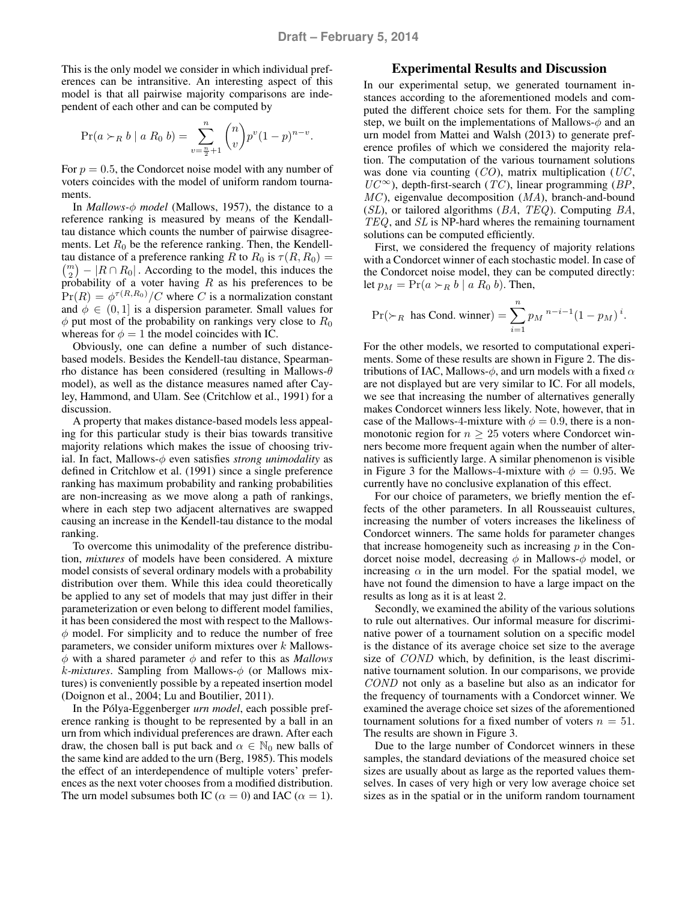This is the only model we consider in which individual preferences can be intransitive. An interesting aspect of this model is that all pairwise majority comparisons are independent of each other and can be computed by

$$\Pr(a \succ_R b \mid a \; R_0 \; b) = \sum_{v=\frac{n}{2}+1}^{n} \binom{n}{v} p^v (1-p)^{n-v}.$$

For $p = 0.5$, the Condorcet noise model with any number of voters coincides with the model of uniform random tournaments.

In *Mallows-$\phi$ model* (Mallows, 1957), the distance to a reference ranking is measured by means of the Kendall-tau distance which counts the number of pairwise disagreements. Let $R_0$ be the reference ranking. Then, the Kendell-tau distance of a preference ranking $R$ to $R_0$ is $\tau(R, R_0) = \binom{m}{2} - |R \cap R_0|$. According to the model, this induces the probability of a voter having $R$ as his preferences to be $\Pr(R) = \phi^{\tau(R,R_0)}/C$ where $C$ is a normalization constant and $\phi \in (0, 1]$ is a dispersion parameter. Small values for $\phi$ put most of the probability on rankings very close to $R_0$ whereas for $\phi = 1$ the model coincides with IC.

Obviously, one can define a number of such distance-based models. Besides the Kendall-tau distance, Spearman-rho distance has been considered (resulting in Mallows-$\theta$ model), as well as the distance measures named after Cayley, Hammond, and Ulam. See (Critchlow et al., 1991) for a discussion.

A property that makes distance-based models less appealing for this particular study is their bias towards transitive majority relations which makes the issue of choosing trivial. In fact, Mallows-$\phi$ even satisfies *strong unimodality* as defined in Critchlow et al. (1991) since a single preference ranking has maximum probability and ranking probabilities are non-increasing as we move along a path of rankings, where in each step two adjacent alternatives are swapped causing an increase in the Kendell-tau distance to the modal ranking.

To overcome this unimodality of the preference distribution, *mixtures* of models have been considered. A mixture model consists of several ordinary models with a probability distribution over them. While this idea could theoretically be applied to any set of models that may just differ in their parameterization or even belong to different model families, it has been considered the most with respect to the Mallows-$\phi$ model. For simplicity and to reduce the number of free parameters, we consider uniform mixtures over $k$ Mallows-$\phi$ with a shared parameter $\phi$ and refer to this as *Mallows $k$-mixtures*. Sampling from Mallows-$\phi$ (or Mallows mixtures) is conveniently possible by a repeated insertion model (Doignon et al., 2004; Lu and Boutilier, 2011).

In the Pólya-Eggenberger *urn model*, each possible preference ranking is thought to be represented by a ball in an urn from which individual preferences are drawn. After each draw, the chosen ball is put back and $\alpha \in \mathbb{N}_0$ new balls of the same kind are added to the urn (Berg, 1985). This models the effect of an interdependence of multiple voters' preferences as the next voter chooses from a modified distribution. The urn model subsumes both IC ($\alpha = 0$) and IAC ($\alpha = 1$).

## Experimental Results and Discussion

In our experimental setup, we generated tournament instances according to the aforementioned models and computed the different choice sets for them. For the sampling step, we built on the implementations of Mallows-$\phi$ and an urn model from Mattei and Walsh (2013) to generate preference profiles of which we considered the majority relation. The computation of the various tournament solutions was done via counting ($CO$), matrix multiplication ($UC$, $UC^\infty$), depth-first-search ($TC$), linear programming ($BP$, $MC$), eigenvalue decomposition ($MA$), branch-and-bound ($SL$), or tailored algorithms ($BA$, $TEQ$). Computing $BA$, $TEQ$, and $SL$ is NP-hard wheres the remaining tournament solutions can be computed efficiently.

First, we considered the frequency of majority relations with a Condorcet winner of each stochastic model. In case of the Condorcet noise model, they can be computed directly: let $p_M = \Pr(a \succ_R b \mid a \; R_0 \; b)$. Then,

$$\Pr(\succ_R \text{ has Cond. winner}) = \sum_{i=1}^{n} {p_M}^{\,n-i-1} (1-p_M)^{\,i}.$$

For the other models, we resorted to computational experiments. Some of these results are shown in Figure 2. The distributions of IAC, Mallows-$\phi$, and urn models with a fixed $\alpha$ are not displayed but are very similar to IC. For all models, we see that increasing the number of alternatives generally makes Condorcet winners less likely. Note, however, that in case of the Mallows-4-mixture with $\phi = 0.9$, there is a non-monotonic region for $n \geq 25$ voters where Condorcet winners become more frequent again when the number of alternatives is sufficiently large. A similar phenomenon is visible in Figure 3 for the Mallows-4-mixture with $\phi = 0.95$. We currently have no conclusive explanation of this effect.

For our choice of parameters, we briefly mention the effects of the other parameters. In all Rousseauist cultures, increasing the number of voters increases the likeliness of Condorcet winners. The same holds for parameter changes that increase homogeneity such as increasing $p$ in the Condorcet noise model, decreasing $\phi$ in Mallows-$\phi$ model, or increasing $\alpha$ in the urn model. For the spatial model, we have not found the dimension to have a large impact on the results as long as it is at least 2.

Secondly, we examined the ability of the various solutions to rule out alternatives. Our informal measure for discriminative power of a tournament solution on a specific model is the distance of its average choice set size to the average size of $COND$ which, by definition, is the least discriminative tournament solution. In our comparisons, we provide $COND$ not only as a baseline but also as an indicator for the frequency of tournaments with a Condorcet winner. We examined the average choice set sizes of the aforementioned tournament solutions for a fixed number of voters $n = 51$. The results are shown in Figure 3.

Due to the large number of Condorcet winners in these samples, the standard deviations of the measured choice set sizes are usually about as large as the reported values themselves. In cases of very high or very low average choice set sizes as in the spatial or in the uniform random tournament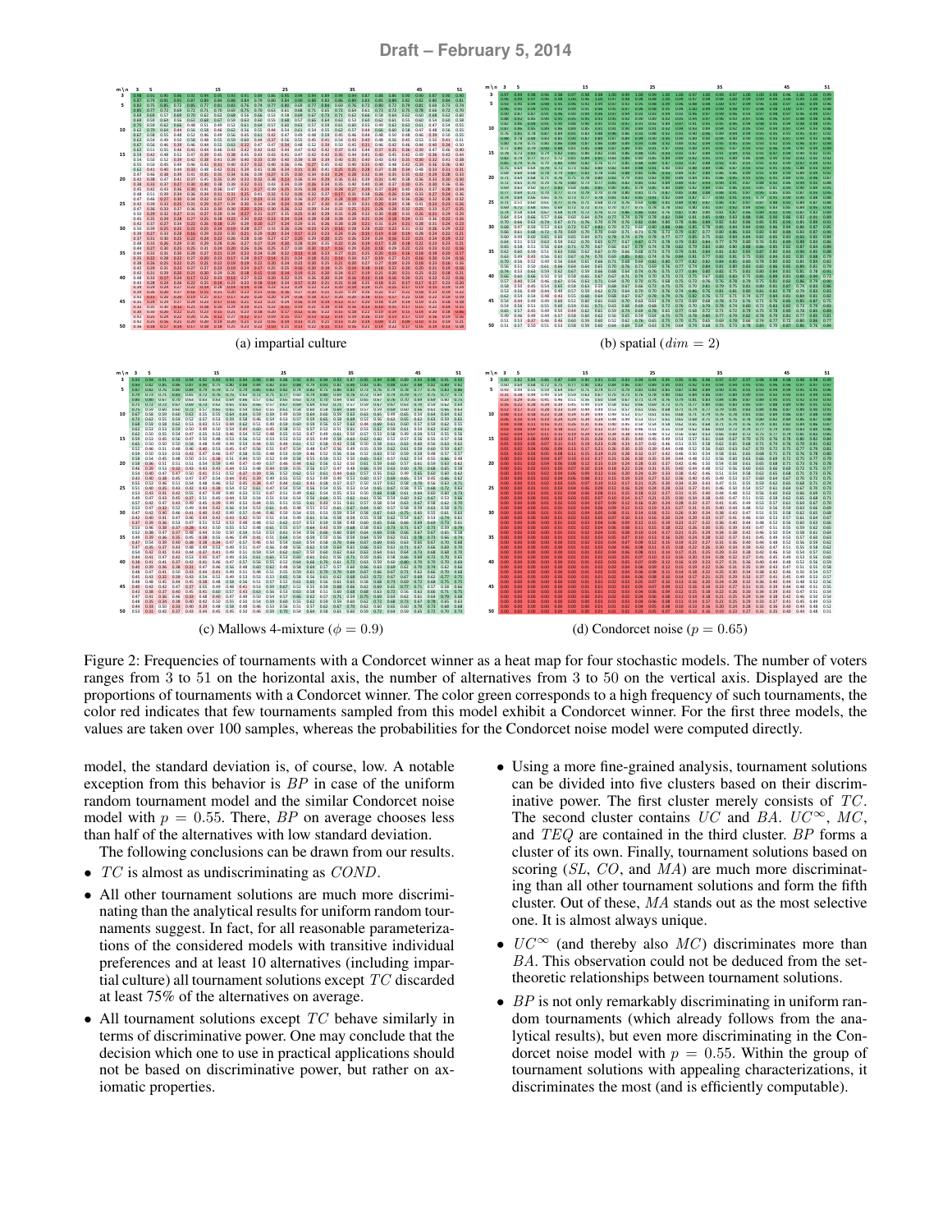(a) impartial culture

(b) spatial ($dim = 2$)

(c) Mallows 4-mixture ($\phi = 0.9$)

(d) Condorcet noise ($p = 0.65$)

Figure 2: Frequencies of tournaments with a Condorcet winner as a heat map for four stochastic models. The number of voters ranges from 3 to 51 on the horizontal axis, the number of alternatives from 3 to 50 on the vertical axis. Displayed are the proportions of tournaments with a Condorcet winner. The color green corresponds to a high frequency of such tournaments, the color red indicates that few tournaments sampled from this model exhibit a Condorcet winner. For the first three models, the values are taken over 100 samples, whereas the probabilities for the Condorcet noise model were computed directly.

model, the standard deviation is, of course, low. A notable exception from this behavior is $BP$ in case of the uniform random tournament model and the similar Condorcet noise model with $p = 0.55$. There, $BP$ on average chooses less than half of the alternatives with low standard deviation.

The following conclusions can be drawn from our results.

- $TC$ is almost as undiscriminating as $COND$.
- All other tournament solutions are much more discriminating than the analytical results for uniform random tournaments suggest. In fact, for all reasonable parameterizations of the considered models with transitive individual preferences and at least 10 alternatives (including impartial culture) all tournament solutions except $TC$ discarded at least 75% of the alternatives on average.
- All tournament solutions except $TC$ behave similarly in terms of discriminative power. One may conclude that the decision which one to use in practical applications should not be based on discriminative power, but rather on axiomatic properties.
- Using a more fine-grained analysis, tournament solutions can be divided into five clusters based on their discriminative power. The first cluster merely consists of $TC$. The second cluster contains $UC$ and $BA$. $UC^\infty$, $MC$, and $TEQ$ are contained in the third cluster. $BP$ forms a cluster of its own. Finally, tournament solutions based on scoring ($SL$, $CO$, and $MA$) are much more discriminating than all other tournament solutions and form the fifth cluster. Out of these, $MA$ stands out as the most selective one. It is almost always unique.
- $UC^\infty$ (and thereby also $MC$) discriminates more than $BA$. This observation could not be deduced from the set-theoretic relationships between tournament solutions.
- $BP$ is not only remarkably discriminating in uniform random tournaments (which already follows from the analytical results), but even more discriminating in the Condorcet noise model with $p = 0.55$. Within the group of tournament solutions with appealing characterizations, it discriminates the most (and is efficiently computable).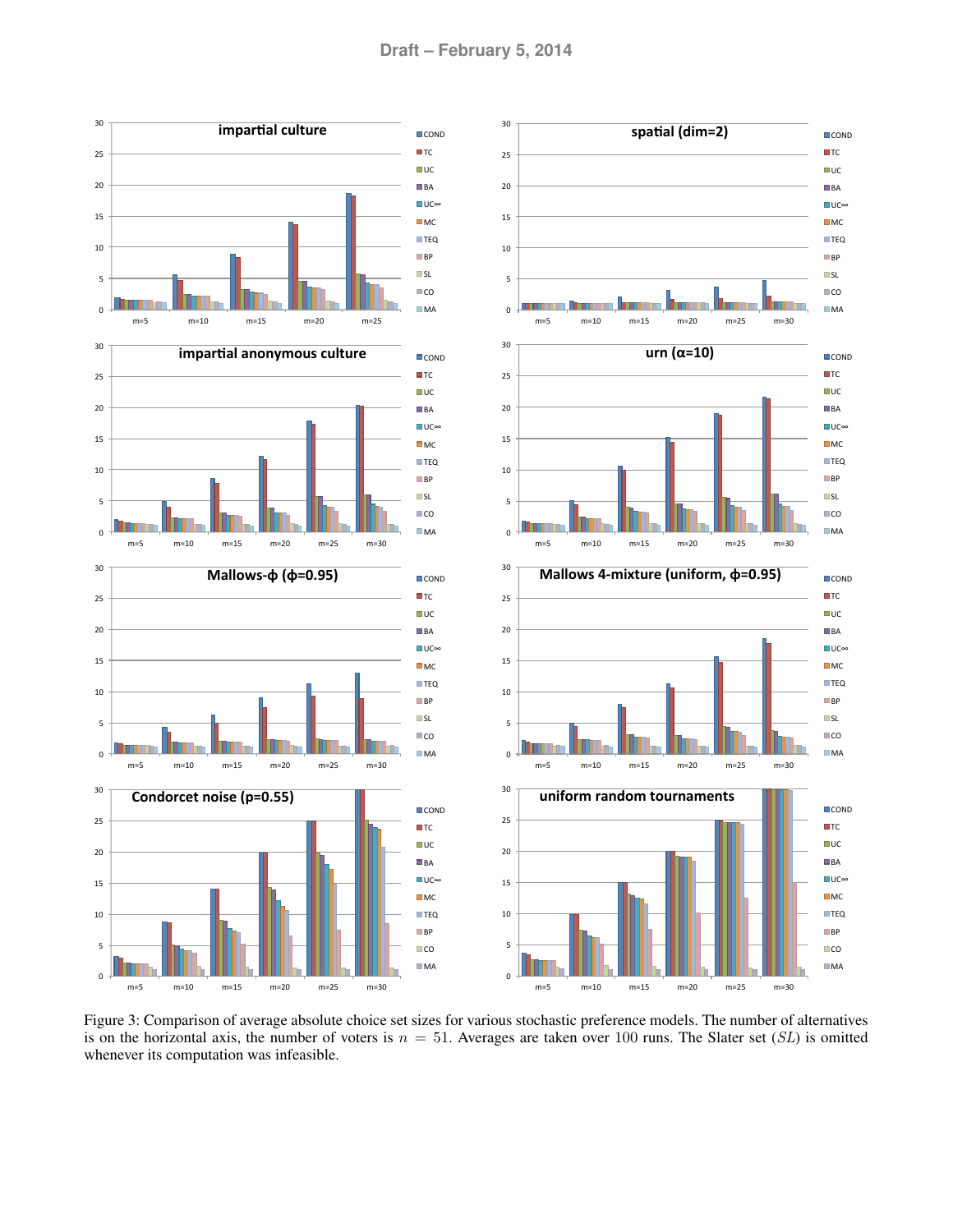Figure 3: Comparison of average absolute choice set sizes for various stochastic preference models. The number of alternatives is on the horizontal axis, the number of voters is $n = 51$. Averages are taken over 100 runs. The Slater set ($SL$) is omitted whenever its computation was infeasible.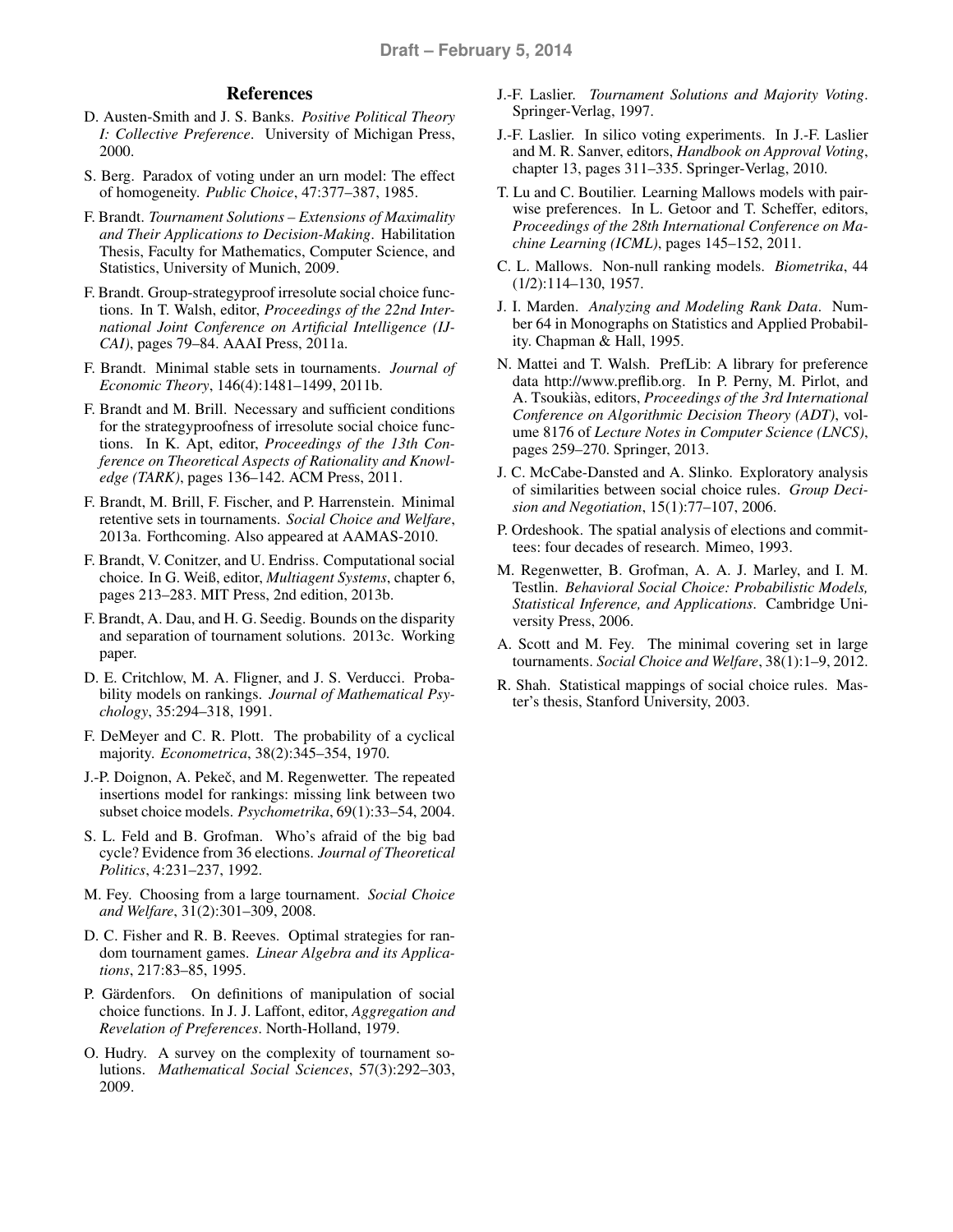## References

D. Austen-Smith and J. S. Banks. *Positive Political Theory I: Collective Preference*. University of Michigan Press, 2000.

S. Berg. Paradox of voting under an urn model: The effect of homogeneity. *Public Choice*, 47:377–387, 1985.

F. Brandt. *Tournament Solutions – Extensions of Maximality and Their Applications to Decision-Making*. Habilitation Thesis, Faculty for Mathematics, Computer Science, and Statistics, University of Munich, 2009.

F. Brandt. Group-strategyproof irresolute social choice functions. In T. Walsh, editor, *Proceedings of the 22nd International Joint Conference on Artificial Intelligence (IJCAI)*, pages 79–84. AAAI Press, 2011a.

F. Brandt. Minimal stable sets in tournaments. *Journal of Economic Theory*, 146(4):1481–1499, 2011b.

F. Brandt and M. Brill. Necessary and sufficient conditions for the strategyproofness of irresolute social choice functions. In K. Apt, editor, *Proceedings of the 13th Conference on Theoretical Aspects of Rationality and Knowledge (TARK)*, pages 136–142. ACM Press, 2011.

F. Brandt, M. Brill, F. Fischer, and P. Harrenstein. Minimal retentive sets in tournaments. *Social Choice and Welfare*, 2013a. Forthcoming. Also appeared at AAMAS-2010.

F. Brandt, V. Conitzer, and U. Endriss. Computational social choice. In G. Weiß, editor, *Multiagent Systems*, chapter 6, pages 213–283. MIT Press, 2nd edition, 2013b.

F. Brandt, A. Dau, and H. G. Seedig. Bounds on the disparity and separation of tournament solutions. 2013c. Working paper.

D. E. Critchlow, M. A. Fligner, and J. S. Verducci. Probability models on rankings. *Journal of Mathematical Psychology*, 35:294–318, 1991.

F. DeMeyer and C. R. Plott. The probability of a cyclical majority. *Econometrica*, 38(2):345–354, 1970.

J.-P. Doignon, A. Pekeč, and M. Regenwetter. The repeated insertions model for rankings: missing link between two subset choice models. *Psychometrika*, 69(1):33–54, 2004.

S. L. Feld and B. Grofman. Who's afraid of the big bad cycle? Evidence from 36 elections. *Journal of Theoretical Politics*, 4:231–237, 1992.

M. Fey. Choosing from a large tournament. *Social Choice and Welfare*, 31(2):301–309, 2008.

D. C. Fisher and R. B. Reeves. Optimal strategies for random tournament games. *Linear Algebra and its Applications*, 217:83–85, 1995.

P. Gärdenfors. On definitions of manipulation of social choice functions. In J. J. Laffont, editor, *Aggregation and Revelation of Preferences*. North-Holland, 1979.

O. Hudry. A survey on the complexity of tournament solutions. *Mathematical Social Sciences*, 57(3):292–303, 2009.

J.-F. Laslier. *Tournament Solutions and Majority Voting*. Springer-Verlag, 1997.

J.-F. Laslier. In silico voting experiments. In J.-F. Laslier and M. R. Sanver, editors, *Handbook on Approval Voting*, chapter 13, pages 311–335. Springer-Verlag, 2010.

T. Lu and C. Boutilier. Learning Mallows models with pairwise preferences. In L. Getoor and T. Scheffer, editors, *Proceedings of the 28th International Conference on Machine Learning (ICML)*, pages 145–152, 2011.

C. L. Mallows. Non-null ranking models. *Biometrika*, 44 (1/2):114–130, 1957.

J. I. Marden. *Analyzing and Modeling Rank Data*. Number 64 in Monographs on Statistics and Applied Probability. Chapman & Hall, 1995.

N. Mattei and T. Walsh. PrefLib: A library for preference data http://www.preflib.org. In P. Perny, M. Pirlot, and A. Tsoukiàs, editors, *Proceedings of the 3rd International Conference on Algorithmic Decision Theory (ADT)*, volume 8176 of *Lecture Notes in Computer Science (LNCS)*, pages 259–270. Springer, 2013.

J. C. McCabe-Dansted and A. Slinko. Exploratory analysis of similarities between social choice rules. *Group Decision and Negotiation*, 15(1):77–107, 2006.

P. Ordeshook. The spatial analysis of elections and committees: four decades of research. Mimeo, 1993.

M. Regenwetter, B. Grofman, A. A. J. Marley, and I. M. Testlin. *Behavioral Social Choice: Probabilistic Models, Statistical Inference, and Applications*. Cambridge University Press, 2006.

A. Scott and M. Fey. The minimal covering set in large tournaments. *Social Choice and Welfare*, 38(1):1–9, 2012.

R. Shah. Statistical mappings of social choice rules. Master's thesis, Stanford University, 2003.